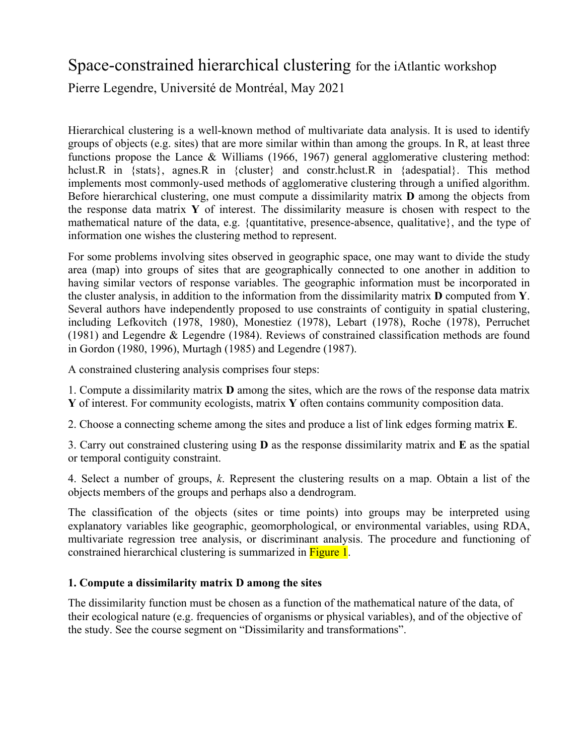# Space-constrained hierarchical clustering for the iAtlantic workshop

Pierre Legendre, Université de Montréal, May 2021

Hierarchical clustering is a well-known method of multivariate data analysis. It is used to identify groups of objects (e.g. sites) that are more similar within than among the groups. In R, at least three functions propose the Lance & Williams (1966, 1967) general agglomerative clustering method: hclust.R in {stats}, agnes.R in {cluster} and constr.hclust.R in {adespatial}. This method implements most commonly-used methods of agglomerative clustering through a unified algorithm. Before hierarchical clustering, one must compute a dissimilarity matrix **D** among the objects from the response data matrix **Y** of interest. The dissimilarity measure is chosen with respect to the mathematical nature of the data, e.g. {quantitative, presence-absence, qualitative}, and the type of information one wishes the clustering method to represent.

For some problems involving sites observed in geographic space, one may want to divide the study area (map) into groups of sites that are geographically connected to one another in addition to having similar vectors of response variables. The geographic information must be incorporated in the cluster analysis, in addition to the information from the dissimilarity matrix **D** computed from **Y**. Several authors have independently proposed to use constraints of contiguity in spatial clustering, including Lefkovitch (1978, 1980), Monestiez (1978), Lebart (1978), Roche (1978), Perruchet (1981) and Legendre & Legendre (1984). Reviews of constrained classification methods are found in Gordon (1980, 1996), Murtagh (1985) and Legendre (1987).

A constrained clustering analysis comprises four steps:

1. Compute a dissimilarity matrix **D** among the sites, which are the rows of the response data matrix **Y** of interest. For community ecologists, matrix **Y** often contains community composition data.

2. Choose a connecting scheme among the sites and produce a list of link edges forming matrix **E**.

3. Carry out constrained clustering using **D** as the response dissimilarity matrix and **E** as the spatial or temporal contiguity constraint.

4. Select a number of groups, *k*. Represent the clustering results on a map. Obtain a list of the objects members of the groups and perhaps also a dendrogram.

The classification of the objects (sites or time points) into groups may be interpreted using explanatory variables like geographic, geomorphological, or environmental variables, using RDA, multivariate regression tree analysis, or discriminant analysis. The procedure and functioning of constrained hierarchical clustering is summarized in Figure 1.

### 1. Compute a dissimilarity matrix D among the sites

The dissimilarity function must be chosen as a function of the mathematical nature of the data, of their ecological nature (e.g. frequencies of organisms or physical variables), and of the objective of the study. See the course segment on "Dissimilarity and transformations".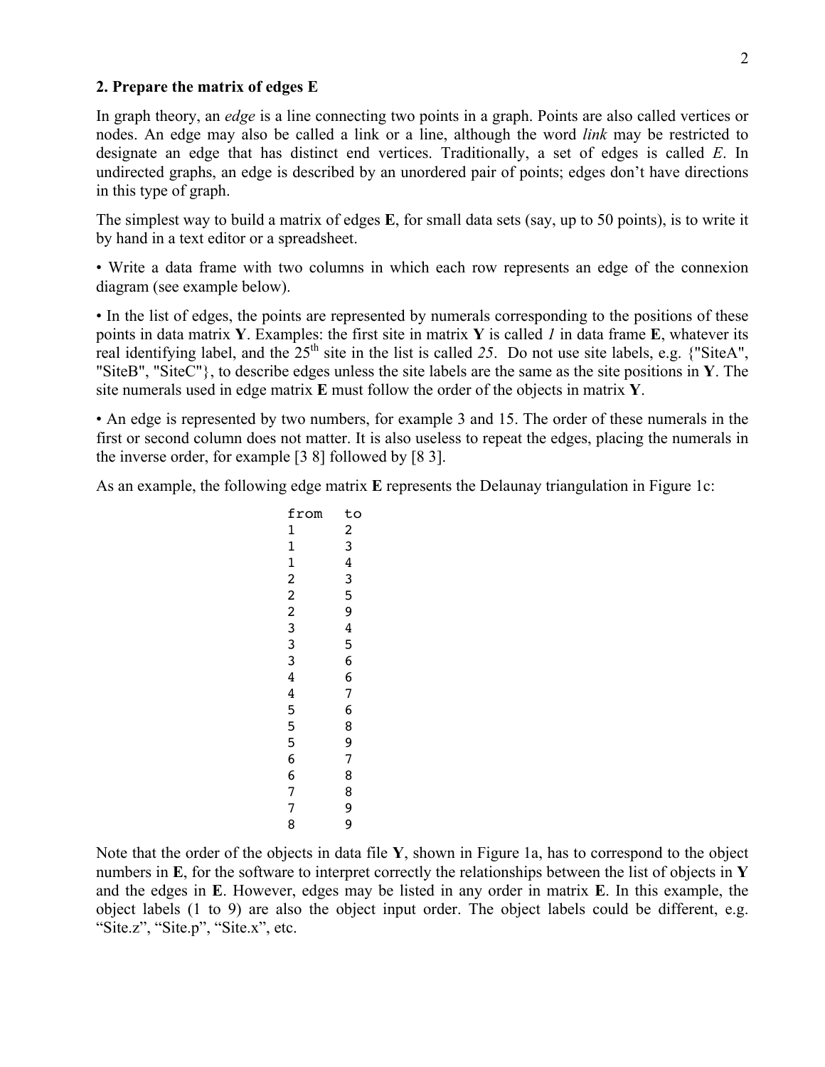## 2. Prepare the matrix of edges E

In graph theory, an *edge* is a line connecting two points in a graph. Points are also called vertices or nodes. An edge may also be called a link or a line, although the word *link* may be restricted to designate an edge that has distinct end vertices. Traditionally, a set of edges is called *E*. In undirected graphs, an edge is described by an unordered pair of points; edges don't have directions in this type of graph.

The simplest way to build a matrix of edges **E**, for small data sets (say, up to 50 points), is to write it by hand in a text editor or a spreadsheet.

• Write a data frame with two columns in which each row represents an edge of the connexion diagram (see example below).

• In the list of edges, the points are represented by numerals corresponding to the positions of these points in data matrix **Y**. Examples: the first site in matrix **Y** is called *1* in data frame **E**, whatever its real identifying label, and the 25th site in the list is called *25*. Do not use site labels, e.g. {"SiteA", "SiteB", "SiteC"}, to describe edges unless the site labels are the same as the site positions in **Y**. The site numerals used in edge matrix **E** must follow the order of the objects in matrix **Y**.

• An edge is represented by two numbers, for example 3 and 15. The order of these numerals in the first or second column does not matter. It is also useless to repeat the edges, placing the numerals in the inverse order, for example [3 8] followed by [8 3].

As an example, the following edge matrix **E** represents the Delaunay triangulation in Figure 1c:

```
from  to
1     2
1     3
1     4
2     3
2     5
2     9
3     4
3     5
3     6
4     6
4     7
5     6
5     8
5     9
6     7
6     8
7     8
7     9
8     9
```

Note that the order of the objects in data file **Y**, shown in Figure 1a, has to correspond to the object numbers in **E**, for the software to interpret correctly the relationships between the list of objects in **Y** and the edges in **E**. However, edges may be listed in any order in matrix **E**. In this example, the object labels (1 to 9) are also the object input order. The object labels could be different, e.g. "Site.z", "Site.p", "Site.x", etc.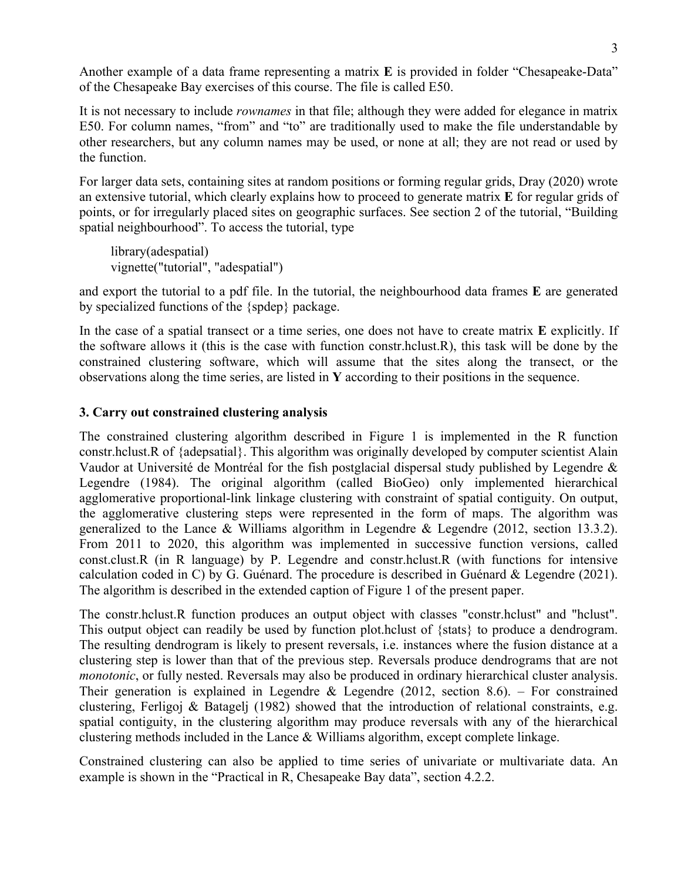Another example of a data frame representing a matrix **E** is provided in folder "Chesapeake-Data" of the Chesapeake Bay exercises of this course. The file is called E50.

It is not necessary to include *rownames* in that file; although they were added for elegance in matrix E50. For column names, "from" and "to" are traditionally used to make the file understandable by other researchers, but any column names may be used, or none at all; they are not read or used by the function.

For larger data sets, containing sites at random positions or forming regular grids, Dray (2020) wrote an extensive tutorial, which clearly explains how to proceed to generate matrix **E** for regular grids of points, or for irregularly placed sites on geographic surfaces. See section 2 of the tutorial, "Building spatial neighbourhood". To access the tutorial, type

```
library(adespatial)
vignette("tutorial", "adespatial")
```

and export the tutorial to a pdf file. In the tutorial, the neighbourhood data frames **E** are generated by specialized functions of the {spdep} package.

In the case of a spatial transect or a time series, one does not have to create matrix **E** explicitly. If the software allows it (this is the case with function constr.hclust.R), this task will be done by the constrained clustering software, which will assume that the sites along the transect, or the observations along the time series, are listed in **Y** according to their positions in the sequence.

## 3. Carry out constrained clustering analysis

The constrained clustering algorithm described in Figure 1 is implemented in the R function constr.hclust.R of {adepsatial}. This algorithm was originally developed by computer scientist Alain Vaudor at Université de Montréal for the fish postglacial dispersal study published by Legendre & Legendre (1984). The original algorithm (called BioGeo) only implemented hierarchical agglomerative proportional-link linkage clustering with constraint of spatial contiguity. On output, the agglomerative clustering steps were represented in the form of maps. The algorithm was generalized to the Lance & Williams algorithm in Legendre & Legendre (2012, section 13.3.2). From 2011 to 2020, this algorithm was implemented in successive function versions, called const.clust.R (in R language) by P. Legendre and constr.hclust.R (with functions for intensive calculation coded in C) by G. Guénard. The procedure is described in Guénard & Legendre (2021). The algorithm is described in the extended caption of Figure 1 of the present paper.

The constr.hclust.R function produces an output object with classes "constr.hclust" and "hclust". This output object can readily be used by function plot.hclust of {stats} to produce a dendrogram. The resulting dendrogram is likely to present reversals, i.e. instances where the fusion distance at a clustering step is lower than that of the previous step. Reversals produce dendrograms that are not *monotonic*, or fully nested. Reversals may also be produced in ordinary hierarchical cluster analysis. Their generation is explained in Legendre & Legendre (2012, section 8.6). – For constrained clustering, Ferligoj & Batagelj (1982) showed that the introduction of relational constraints, e.g. spatial contiguity, in the clustering algorithm may produce reversals with any of the hierarchical clustering methods included in the Lance & Williams algorithm, except complete linkage.

Constrained clustering can also be applied to time series of univariate or multivariate data. An example is shown in the "Practical in R, Chesapeake Bay data", section 4.2.2.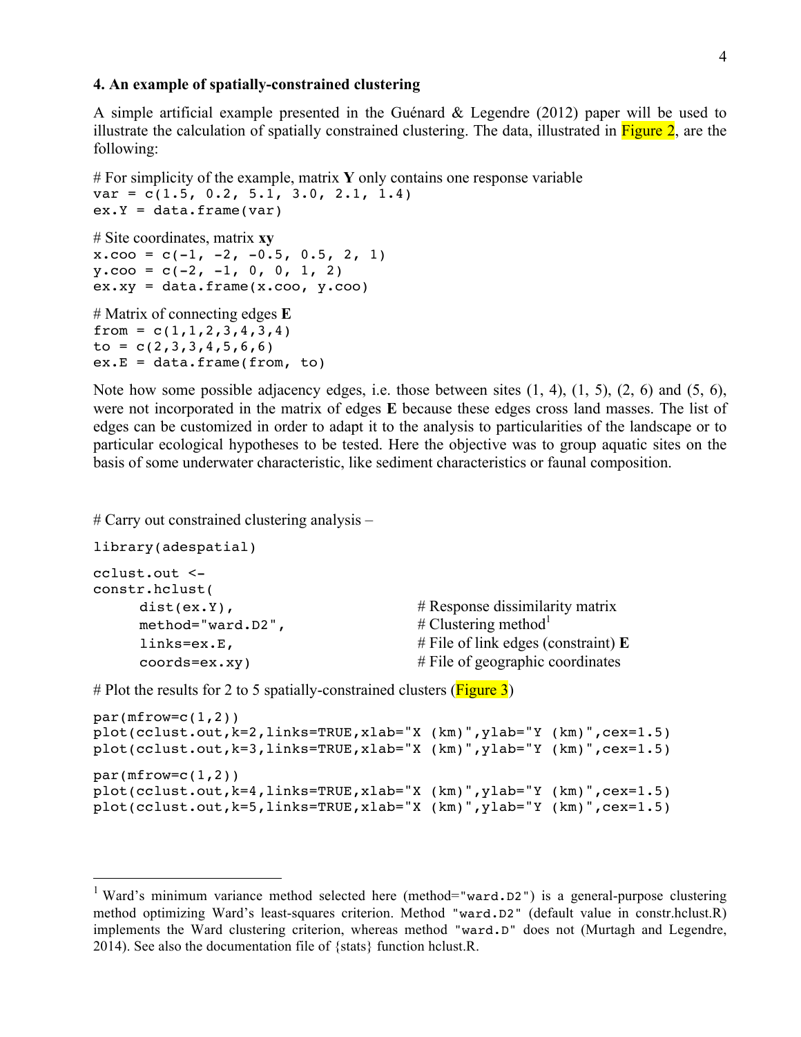### 4. An example of spatially-constrained clustering

A simple artificial example presented in the Guénard & Legendre (2012) paper will be used to illustrate the calculation of spatially constrained clustering. The data, illustrated in Figure 2, are the following:

```
# For simplicity of the example, matrix Y only contains one response variable
var = c(1.5, 0.2, 5.1, 3.0, 2.1, 1.4)
ex.Y = data.frame(var)

# Site coordinates, matrix xy
x.coo = c(-1, -2, -0.5, 0.5, 2, 1)
y.coo = c(-2, -1, 0, 0, 1, 2)
ex.xy = data.frame(x.coo, y.coo)

# Matrix of connecting edges E
from = c(1,1,2,3,4,3,4)
to = c(2,3,3,4,5,6,6)
ex.E = data.frame(from, to)
```

Note how some possible adjacency edges, i.e. those between sites (1, 4), (1, 5), (2, 6) and (5, 6), were not incorporated in the matrix of edges **E** because these edges cross land masses. The list of edges can be customized in order to adapt it to the analysis to particularities of the landscape or to particular ecological hypotheses to be tested. Here the objective was to group aquatic sites on the basis of some underwater characteristic, like sediment characteristics or faunal composition.

```
# Carry out constrained clustering analysis –

library(adespatial)

cclust.out <-
constr.hclust(
     dist(ex.Y),                    # Response dissimilarity matrix
     method="ward.D2",              # Clustering method[1]
     links=ex.E,                    # File of link edges (constraint) E
     coords=ex.xy)                  # File of geographic coordinates

# Plot the results for 2 to 5 spatially-constrained clusters (Figure 3)

par(mfrow=c(1,2))
plot(cclust.out,k=2,links=TRUE,xlab="X (km)",ylab="Y (km)",cex=1.5)
plot(cclust.out,k=3,links=TRUE,xlab="X (km)",ylab="Y (km)",cex=1.5)

par(mfrow=c(1,2))
plot(cclust.out,k=4,links=TRUE,xlab="X (km)",ylab="Y (km)",cex=1.5)
plot(cclust.out,k=5,links=TRUE,xlab="X (km)",ylab="Y (km)",cex=1.5)
```

---

[1] Ward's minimum variance method selected here (method="ward.D2") is a general-purpose clustering method optimizing Ward's least-squares criterion. Method "ward.D2" (default value in constr.hclust.R) implements the Ward clustering criterion, whereas method "ward.D" does not (Murtagh and Legendre, 2014). See also the documentation file of {stats} function hclust.R.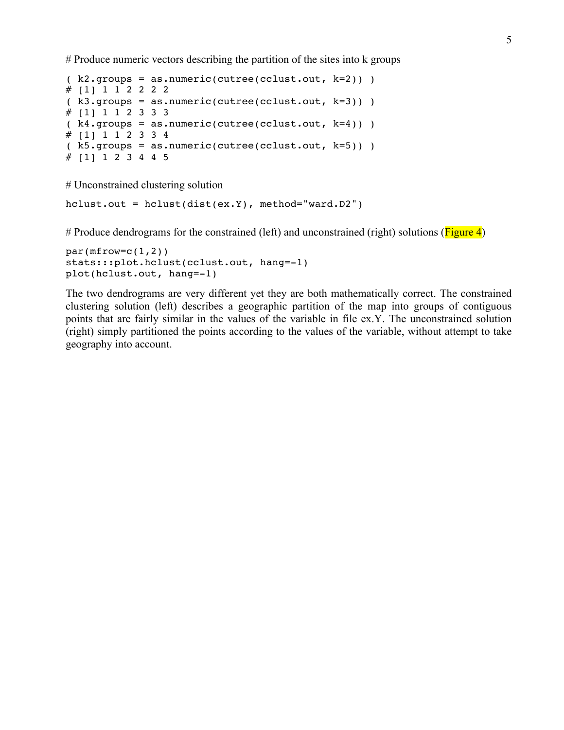# Produce numeric vectors describing the partition of the sites into k groups

```
( k2.groups = as.numeric(cutree(cclust.out, k=2)) )
# [1] 1 1 2 2 2 2
( k3.groups = as.numeric(cutree(cclust.out, k=3)) )
# [1] 1 1 2 3 3 3
( k4.groups = as.numeric(cutree(cclust.out, k=4)) )
# [1] 1 1 2 3 3 4
( k5.groups = as.numeric(cutree(cclust.out, k=5)) )
# [1] 1 2 3 4 4 5
```

# Unconstrained clustering solution

```
hclust.out = hclust(dist(ex.Y), method="ward.D2")
```

# Produce dendrograms for the constrained (left) and unconstrained (right) solutions (Figure 4)

```
par(mfrow=c(1,2))
stats:::plot.hclust(cclust.out, hang=-1)
plot(hclust.out, hang=-1)
```

The two dendrograms are very different yet they are both mathematically correct. The constrained clustering solution (left) describes a geographic partition of the map into groups of contiguous points that are fairly similar in the values of the variable in file ex.Y. The unconstrained solution (right) simply partitioned the points according to the values of the variable, without attempt to take geography into account.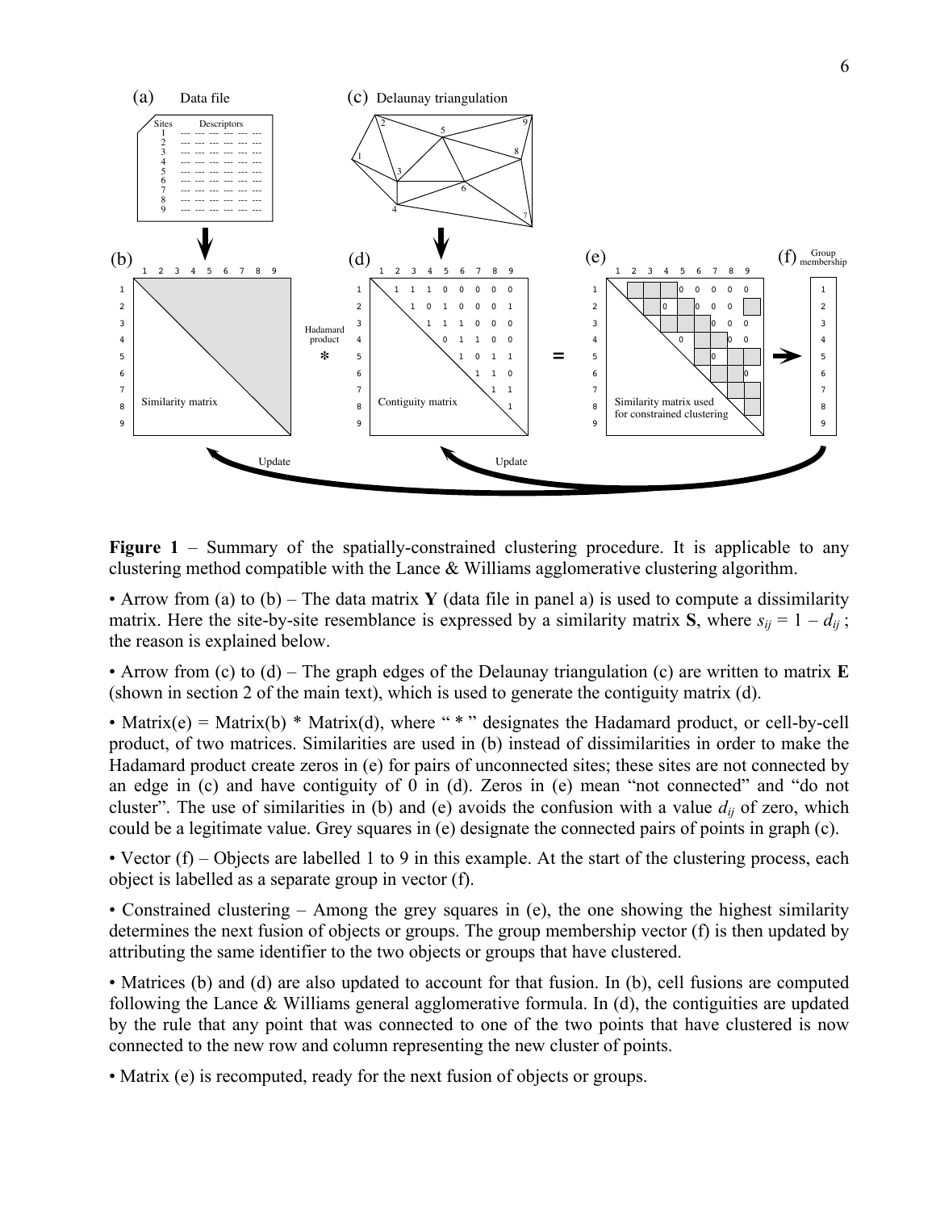**Figure 1** – Summary of the spatially-constrained clustering procedure. It is applicable to any clustering method compatible with the Lance & Williams agglomerative clustering algorithm.

• Arrow from (a) to (b) – The data matrix **Y** (data file in panel a) is used to compute a dissimilarity matrix. Here the site-by-site resemblance is expressed by a similarity matrix **S**, where $s_{ij} = 1 - d_{ij}$ ; the reason is explained below.

• Arrow from (c) to (d) – The graph edges of the Delaunay triangulation (c) are written to matrix **E** (shown in section 2 of the main text), which is used to generate the contiguity matrix (d).

• Matrix(e) = Matrix(b) * Matrix(d), where " * " designates the Hadamard product, or cell-by-cell product, of two matrices. Similarities are used in (b) instead of dissimilarities in order to make the Hadamard product create zeros in (e) for pairs of unconnected sites; these sites are not connected by an edge in (c) and have contiguity of 0 in (d). Zeros in (e) mean "not connected" and "do not cluster". The use of similarities in (b) and (e) avoids the confusion with a value $d_{ij}$ of zero, which could be a legitimate value. Grey squares in (e) designate the connected pairs of points in graph (c).

• Vector (f) – Objects are labelled 1 to 9 in this example. At the start of the clustering process, each object is labelled as a separate group in vector (f).

• Constrained clustering – Among the grey squares in (e), the one showing the highest similarity determines the next fusion of objects or groups. The group membership vector (f) is then updated by attributing the same identifier to the two objects or groups that have clustered.

• Matrices (b) and (d) are also updated to account for that fusion. In (b), cell fusions are computed following the Lance & Williams general agglomerative formula. In (d), the contiguities are updated by the rule that any point that was connected to one of the two points that have clustered is now connected to the new row and column representing the new cluster of points.

• Matrix (e) is recomputed, ready for the next fusion of objects or groups.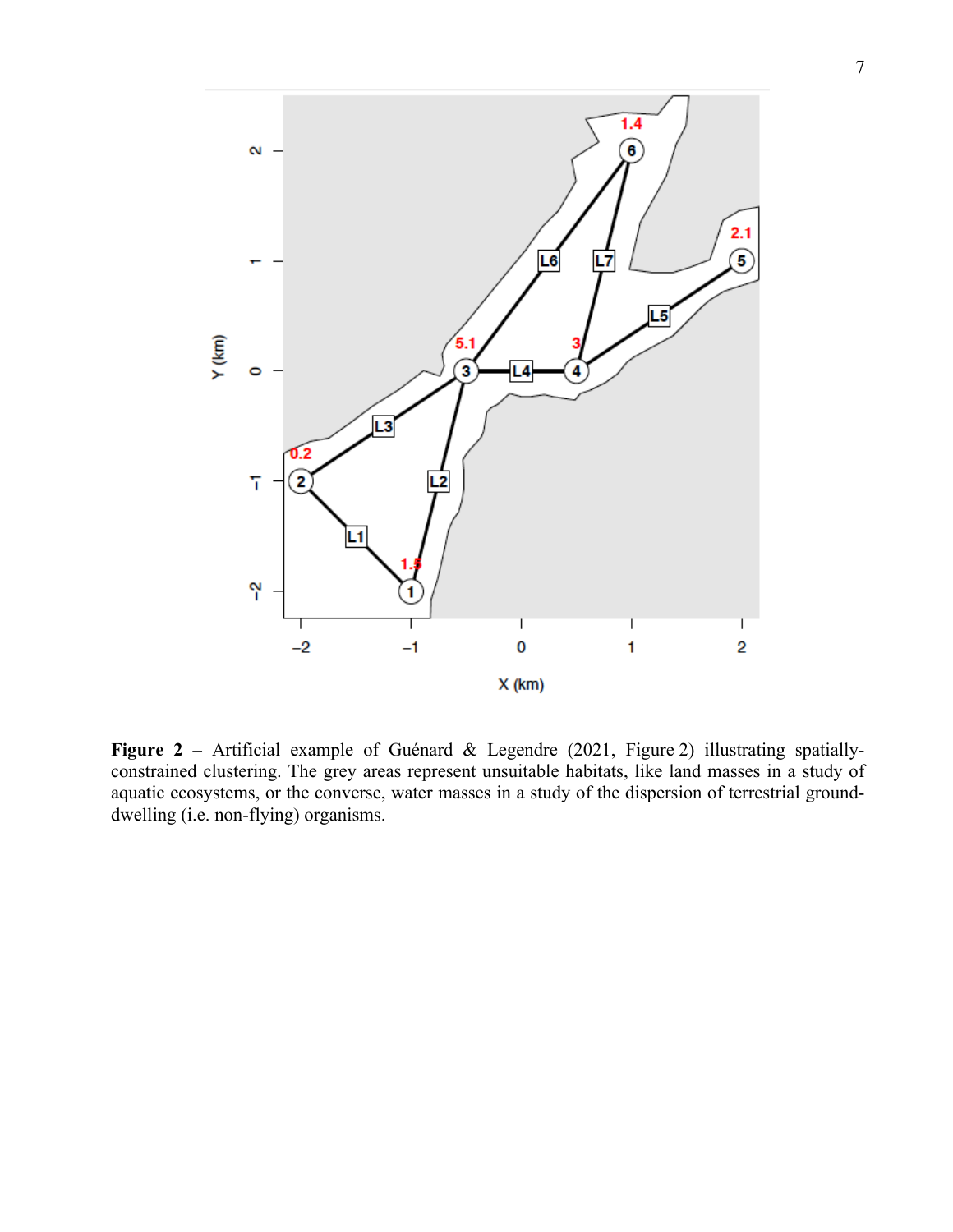**Figure 2** – Artificial example of Guénard & Legendre (2021, Figure 2) illustrating spatially-constrained clustering. The grey areas represent unsuitable habitats, like land masses in a study of aquatic ecosystems, or the converse, water masses in a study of the dispersion of terrestrial ground-dwelling (i.e. non-flying) organisms.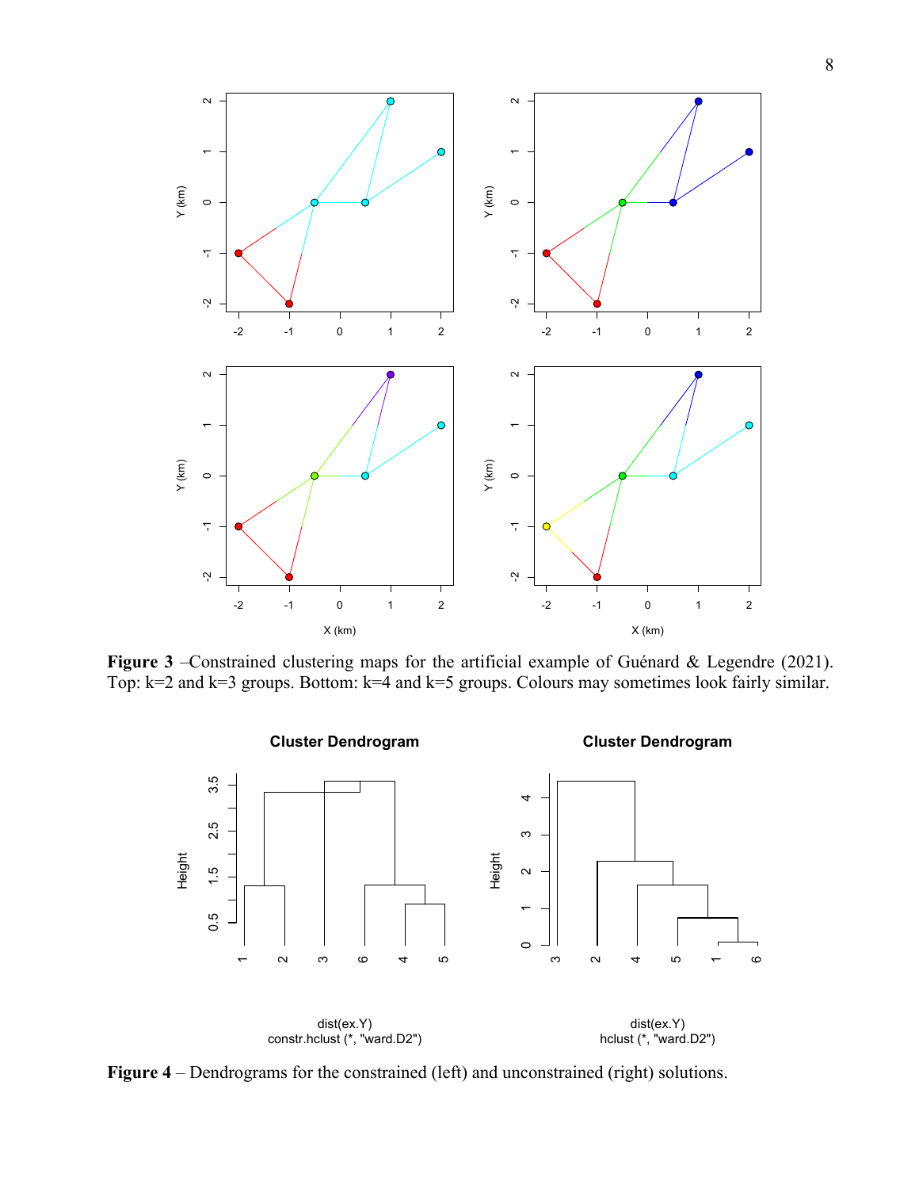**Figure 3** –Constrained clustering maps for the artificial example of Guénard & Legendre (2021). Top: k=2 and k=3 groups. Bottom: k=4 and k=5 groups. Colours may sometimes look fairly similar.

**Figure 4** – Dendrograms for the constrained (left) and unconstrained (right) solutions.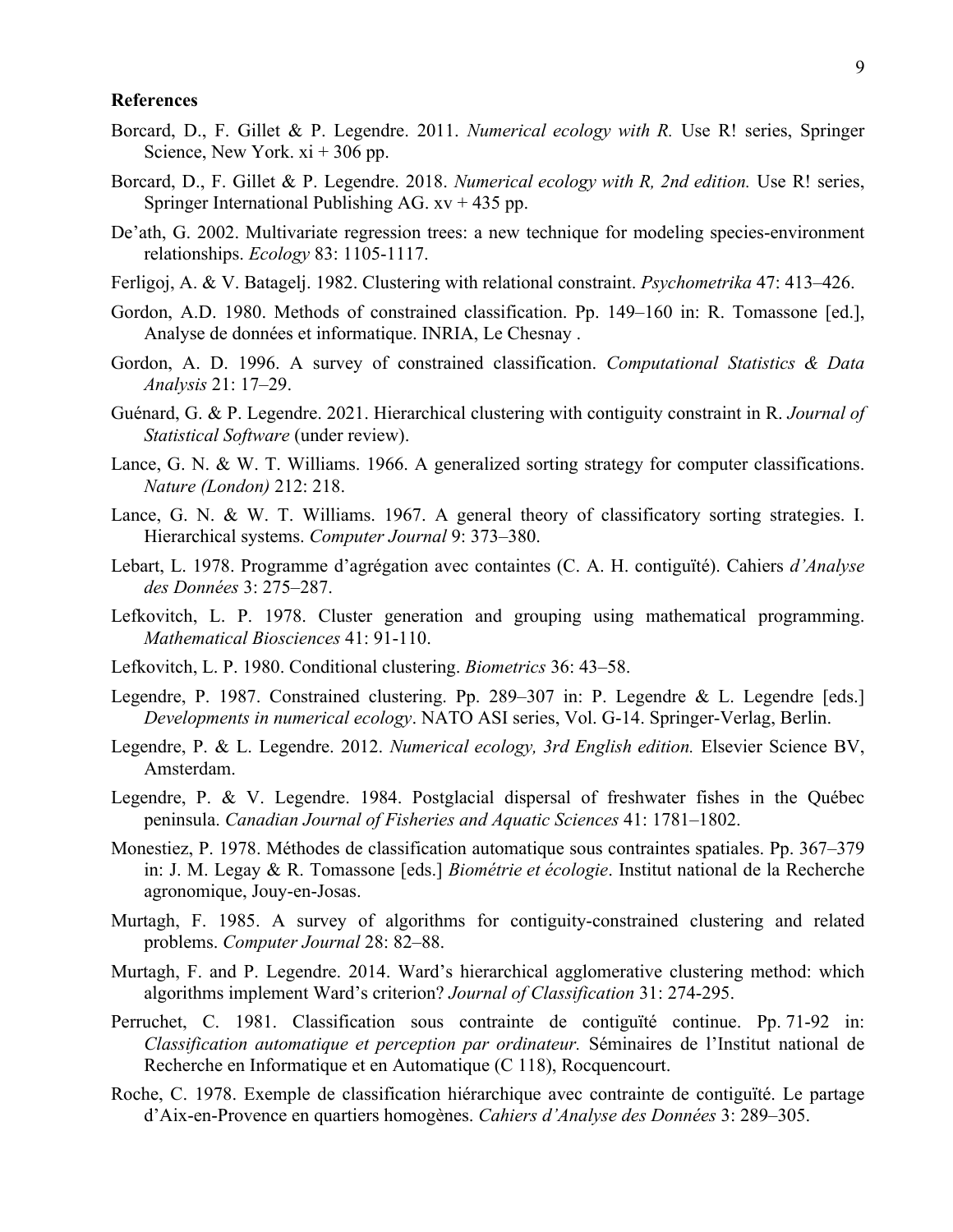**References**

Borcard, D., F. Gillet & P. Legendre. 2011. *Numerical ecology with R.* Use R! series, Springer Science, New York. xi + 306 pp.

Borcard, D., F. Gillet & P. Legendre. 2018. *Numerical ecology with R, 2nd edition.* Use R! series, Springer International Publishing AG. xv + 435 pp.

De'ath, G. 2002. Multivariate regression trees: a new technique for modeling species-environment relationships. *Ecology* 83: 1105-1117.

Ferligoj, A. & V. Batagelj. 1982. Clustering with relational constraint. *Psychometrika* 47: 413–426.

Gordon, A.D. 1980. Methods of constrained classification. Pp. 149–160 in: R. Tomassone [ed.], Analyse de données et informatique. INRIA, Le Chesnay .

Gordon, A. D. 1996. A survey of constrained classification. *Computational Statistics & Data Analysis* 21: 17–29.

Guénard, G. & P. Legendre. 2021. Hierarchical clustering with contiguity constraint in R. *Journal of Statistical Software* (under review).

Lance, G. N. & W. T. Williams. 1966. A generalized sorting strategy for computer classifications. *Nature (London)* 212: 218.

Lance, G. N. & W. T. Williams. 1967. A general theory of classificatory sorting strategies. I. Hierarchical systems. *Computer Journal* 9: 373–380.

Lebart, L. 1978. Programme d'agrégation avec containtes (C. A. H. contiguïté). Cahiers *d'Analyse des Données* 3: 275–287.

Lefkovitch, L. P. 1978. Cluster generation and grouping using mathematical programming. *Mathematical Biosciences* 41: 91-110.

Lefkovitch, L. P. 1980. Conditional clustering. *Biometrics* 36: 43–58.

Legendre, P. 1987. Constrained clustering. Pp. 289–307 in: P. Legendre & L. Legendre [eds.] *Developments in numerical ecology*. NATO ASI series, Vol. G-14. Springer-Verlag, Berlin.

Legendre, P. & L. Legendre. 2012. *Numerical ecology, 3rd English edition.* Elsevier Science BV, Amsterdam.

Legendre, P. & V. Legendre. 1984. Postglacial dispersal of freshwater fishes in the Québec peninsula. *Canadian Journal of Fisheries and Aquatic Sciences* 41: 1781–1802.

Monestiez, P. 1978. Méthodes de classification automatique sous contraintes spatiales. Pp. 367–379 in: J. M. Legay & R. Tomassone [eds.] *Biométrie et écologie*. Institut national de la Recherche agronomique, Jouy-en-Josas.

Murtagh, F. 1985. A survey of algorithms for contiguity-constrained clustering and related problems. *Computer Journal* 28: 82–88.

Murtagh, F. and P. Legendre. 2014. Ward's hierarchical agglomerative clustering method: which algorithms implement Ward's criterion? *Journal of Classification* 31: 274-295.

Perruchet, C. 1981. Classification sous contrainte de contiguïté continue. Pp. 71-92 in: *Classification automatique et perception par ordinateur.* Séminaires de l'Institut national de Recherche en Informatique et en Automatique (C 118), Rocquencourt.

Roche, C. 1978. Exemple de classification hiérarchique avec contrainte de contiguïté. Le partage d'Aix-en-Provence en quartiers homogènes. *Cahiers d'Analyse des Données* 3: 289–305.